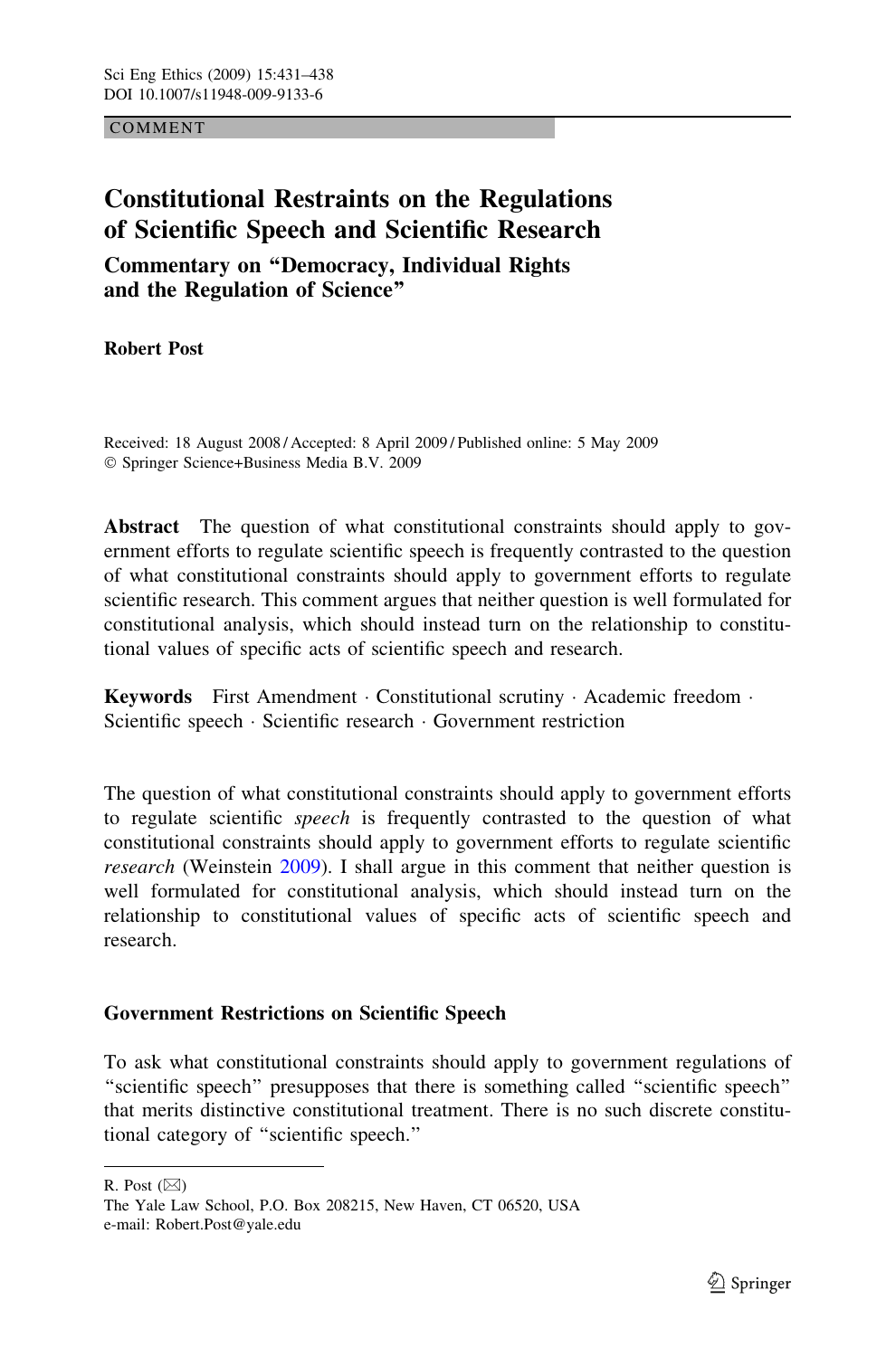COMMENT

# Constitutional Restraints on the Regulations of Scientific Speech and Scientific Research

## Commentary on "Democracy, Individual Rights and the Regulation of Science"

**Robert Post**

Received: 18 August 2008 / Accepted: 8 April 2009 / Published online: 5 May 2009
© Springer Science+Business Media B.V. 2009

**Abstract** The question of what constitutional constraints should apply to government efforts to regulate scientific speech is frequently contrasted to the question of what constitutional constraints should apply to government efforts to regulate scientific research. This comment argues that neither question is well formulated for constitutional analysis, which should instead turn on the relationship to constitutional values of specific acts of scientific speech and research.

**Keywords** First Amendment · Constitutional scrutiny · Academic freedom · Scientific speech · Scientific research · Government restriction

The question of what constitutional constraints should apply to government efforts to regulate scientific *speech* is frequently contrasted to the question of what constitutional constraints should apply to government efforts to regulate scientific *research* (Weinstein 2009). I shall argue in this comment that neither question is well formulated for constitutional analysis, which should instead turn on the relationship to constitutional values of specific acts of scientific speech and research.

### Government Restrictions on Scientific Speech

To ask what constitutional constraints should apply to government regulations of "scientific speech" presupposes that there is something called "scientific speech" that merits distinctive constitutional treatment. There is no such discrete constitutional category of "scientific speech."

R. Post (✉)
The Yale Law School, P.O. Box 208215, New Haven, CT 06520, USA
e-mail: Robert.Post@yale.edu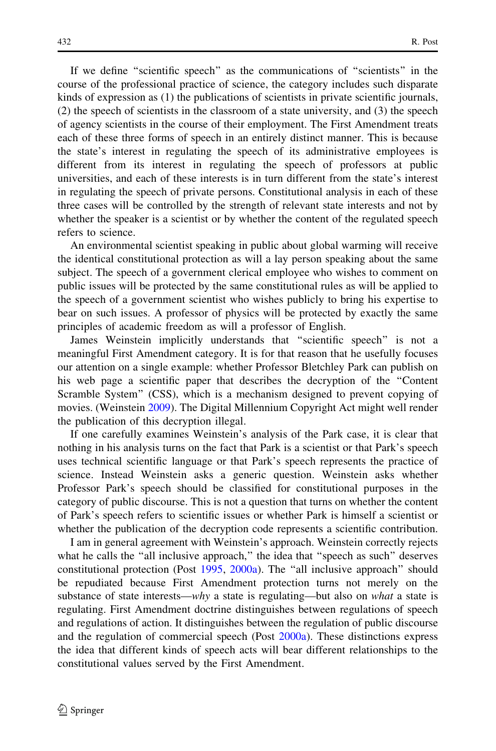If we define "scientific speech" as the communications of "scientists" in the course of the professional practice of science, the category includes such disparate kinds of expression as (1) the publications of scientists in private scientific journals, (2) the speech of scientists in the classroom of a state university, and (3) the speech of agency scientists in the course of their employment. The First Amendment treats each of these three forms of speech in an entirely distinct manner. This is because the state's interest in regulating the speech of its administrative employees is different from its interest in regulating the speech of professors at public universities, and each of these interests is in turn different from the state's interest in regulating the speech of private persons. Constitutional analysis in each of these three cases will be controlled by the strength of relevant state interests and not by whether the speaker is a scientist or by whether the content of the regulated speech refers to science.

An environmental scientist speaking in public about global warming will receive the identical constitutional protection as will a lay person speaking about the same subject. The speech of a government clerical employee who wishes to comment on public issues will be protected by the same constitutional rules as will be applied to the speech of a government scientist who wishes publicly to bring his expertise to bear on such issues. A professor of physics will be protected by exactly the same principles of academic freedom as will a professor of English.

James Weinstein implicitly understands that "scientific speech" is not a meaningful First Amendment category. It is for that reason that he usefully focuses our attention on a single example: whether Professor Bletchley Park can publish on his web page a scientific paper that describes the decryption of the "Content Scramble System" (CSS), which is a mechanism designed to prevent copying of movies. (Weinstein 2009). The Digital Millennium Copyright Act might well render the publication of this decryption illegal.

If one carefully examines Weinstein's analysis of the Park case, it is clear that nothing in his analysis turns on the fact that Park is a scientist or that Park's speech uses technical scientific language or that Park's speech represents the practice of science. Instead Weinstein asks a generic question. Weinstein asks whether Professor Park's speech should be classified for constitutional purposes in the category of public discourse. This is not a question that turns on whether the content of Park's speech refers to scientific issues or whether Park is himself a scientist or whether the publication of the decryption code represents a scientific contribution.

I am in general agreement with Weinstein's approach. Weinstein correctly rejects what he calls the "all inclusive approach," the idea that "speech as such" deserves constitutional protection (Post 1995, 2000a). The "all inclusive approach" should be repudiated because First Amendment protection turns not merely on the substance of state interests—*why* a state is regulating—but also on *what* a state is regulating. First Amendment doctrine distinguishes between regulations of speech and regulations of action. It distinguishes between the regulation of public discourse and the regulation of commercial speech (Post 2000a). These distinctions express the idea that different kinds of speech acts will bear different relationships to the constitutional values served by the First Amendment.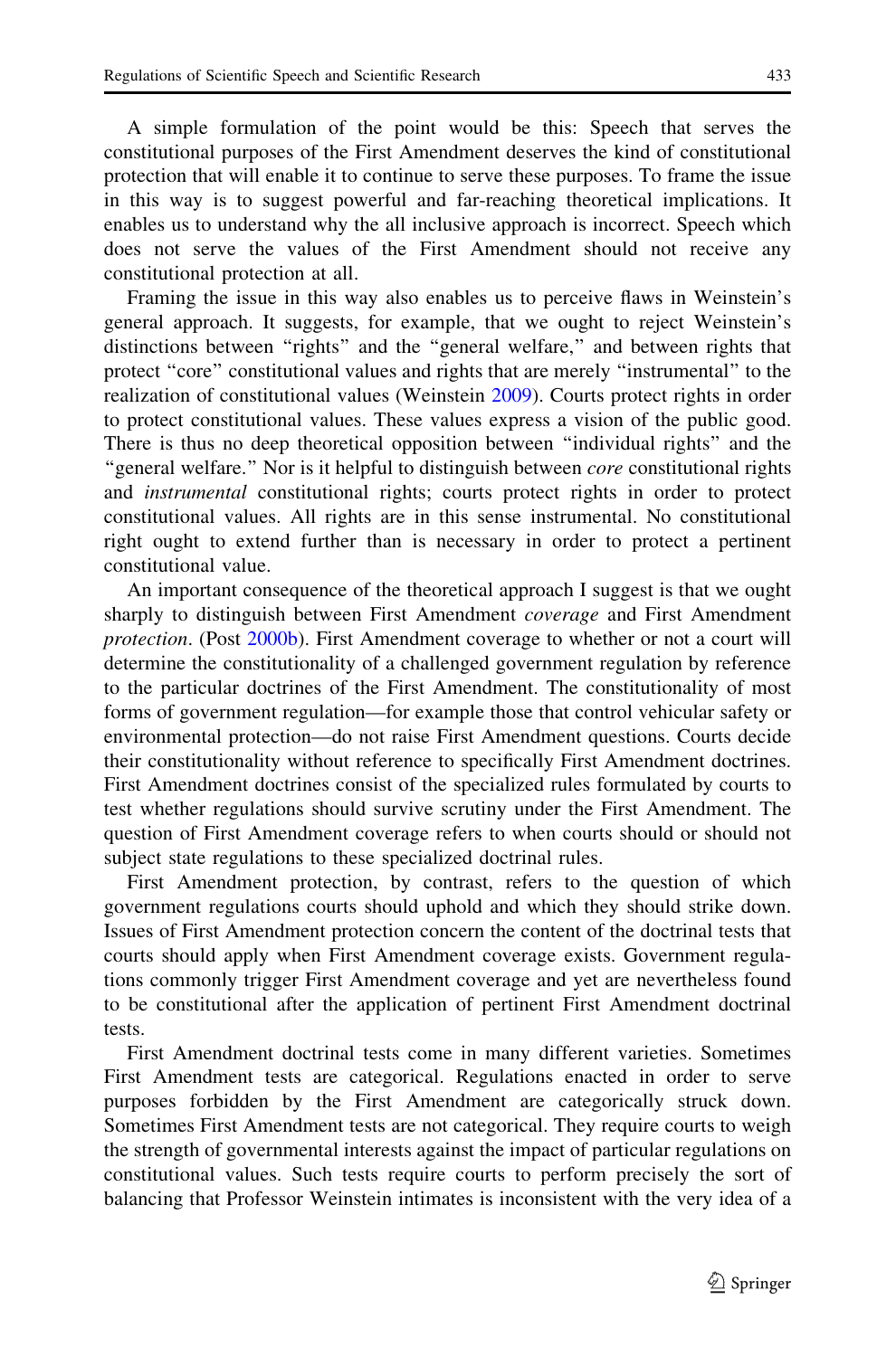A simple formulation of the point would be this: Speech that serves the constitutional purposes of the First Amendment deserves the kind of constitutional protection that will enable it to continue to serve these purposes. To frame the issue in this way is to suggest powerful and far-reaching theoretical implications. It enables us to understand why the all inclusive approach is incorrect. Speech which does not serve the values of the First Amendment should not receive any constitutional protection at all.

Framing the issue in this way also enables us to perceive flaws in Weinstein's general approach. It suggests, for example, that we ought to reject Weinstein's distinctions between "rights" and the "general welfare," and between rights that protect "core" constitutional values and rights that are merely "instrumental" to the realization of constitutional values (Weinstein 2009). Courts protect rights in order to protect constitutional values. These values express a vision of the public good. There is thus no deep theoretical opposition between "individual rights" and the "general welfare." Nor is it helpful to distinguish between *core* constitutional rights and *instrumental* constitutional rights; courts protect rights in order to protect constitutional values. All rights are in this sense instrumental. No constitutional right ought to extend further than is necessary in order to protect a pertinent constitutional value.

An important consequence of the theoretical approach I suggest is that we ought sharply to distinguish between First Amendment *coverage* and First Amendment *protection*. (Post 2000b). First Amendment coverage to whether or not a court will determine the constitutionality of a challenged government regulation by reference to the particular doctrines of the First Amendment. The constitutionality of most forms of government regulation—for example those that control vehicular safety or environmental protection—do not raise First Amendment questions. Courts decide their constitutionality without reference to specifically First Amendment doctrines. First Amendment doctrines consist of the specialized rules formulated by courts to test whether regulations should survive scrutiny under the First Amendment. The question of First Amendment coverage refers to when courts should or should not subject state regulations to these specialized doctrinal rules.

First Amendment protection, by contrast, refers to the question of which government regulations courts should uphold and which they should strike down. Issues of First Amendment protection concern the content of the doctrinal tests that courts should apply when First Amendment coverage exists. Government regulations commonly trigger First Amendment coverage and yet are nevertheless found to be constitutional after the application of pertinent First Amendment doctrinal tests.

First Amendment doctrinal tests come in many different varieties. Sometimes First Amendment tests are categorical. Regulations enacted in order to serve purposes forbidden by the First Amendment are categorically struck down. Sometimes First Amendment tests are not categorical. They require courts to weigh the strength of governmental interests against the impact of particular regulations on constitutional values. Such tests require courts to perform precisely the sort of balancing that Professor Weinstein intimates is inconsistent with the very idea of a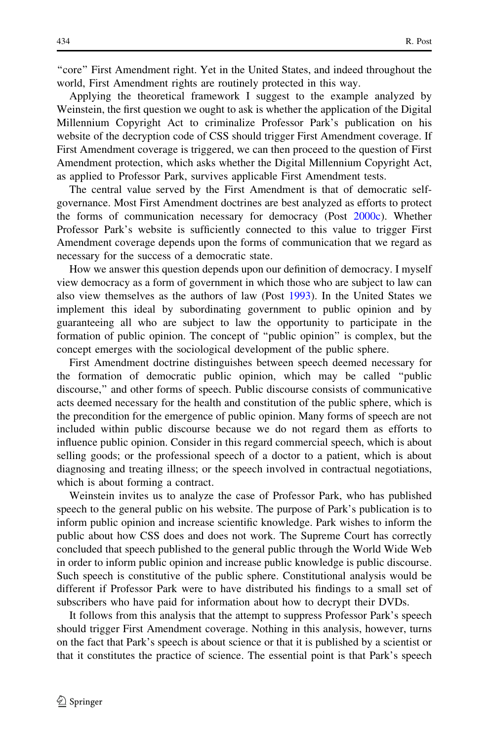"core" First Amendment right. Yet in the United States, and indeed throughout the world, First Amendment rights are routinely protected in this way.

Applying the theoretical framework I suggest to the example analyzed by Weinstein, the first question we ought to ask is whether the application of the Digital Millennium Copyright Act to criminalize Professor Park's publication on his website of the decryption code of CSS should trigger First Amendment coverage. If First Amendment coverage is triggered, we can then proceed to the question of First Amendment protection, which asks whether the Digital Millennium Copyright Act, as applied to Professor Park, survives applicable First Amendment tests.

The central value served by the First Amendment is that of democratic self-governance. Most First Amendment doctrines are best analyzed as efforts to protect the forms of communication necessary for democracy (Post 2000c). Whether Professor Park's website is sufficiently connected to this value to trigger First Amendment coverage depends upon the forms of communication that we regard as necessary for the success of a democratic state.

How we answer this question depends upon our definition of democracy. I myself view democracy as a form of government in which those who are subject to law can also view themselves as the authors of law (Post 1993). In the United States we implement this ideal by subordinating government to public opinion and by guaranteeing all who are subject to law the opportunity to participate in the formation of public opinion. The concept of "public opinion" is complex, but the concept emerges with the sociological development of the public sphere.

First Amendment doctrine distinguishes between speech deemed necessary for the formation of democratic public opinion, which may be called "public discourse," and other forms of speech. Public discourse consists of communicative acts deemed necessary for the health and constitution of the public sphere, which is the precondition for the emergence of public opinion. Many forms of speech are not included within public discourse because we do not regard them as efforts to influence public opinion. Consider in this regard commercial speech, which is about selling goods; or the professional speech of a doctor to a patient, which is about diagnosing and treating illness; or the speech involved in contractual negotiations, which is about forming a contract.

Weinstein invites us to analyze the case of Professor Park, who has published speech to the general public on his website. The purpose of Park's publication is to inform public opinion and increase scientific knowledge. Park wishes to inform the public about how CSS does and does not work. The Supreme Court has correctly concluded that speech published to the general public through the World Wide Web in order to inform public opinion and increase public knowledge is public discourse. Such speech is constitutive of the public sphere. Constitutional analysis would be different if Professor Park were to have distributed his findings to a small set of subscribers who have paid for information about how to decrypt their DVDs.

It follows from this analysis that the attempt to suppress Professor Park's speech should trigger First Amendment coverage. Nothing in this analysis, however, turns on the fact that Park's speech is about science or that it is published by a scientist or that it constitutes the practice of science. The essential point is that Park's speech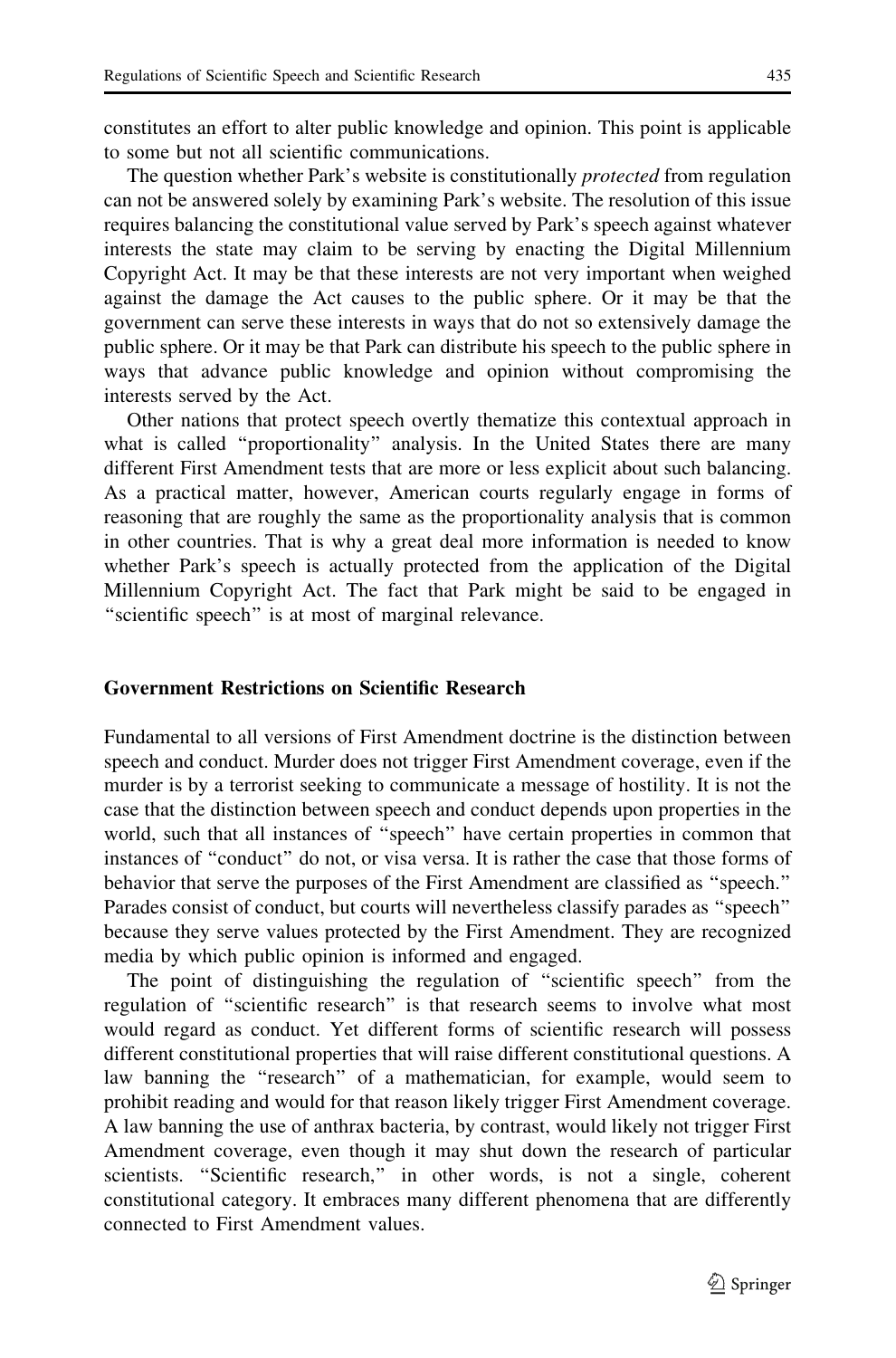constitutes an effort to alter public knowledge and opinion. This point is applicable to some but not all scientific communications.

The question whether Park's website is constitutionally *protected* from regulation can not be answered solely by examining Park's website. The resolution of this issue requires balancing the constitutional value served by Park's speech against whatever interests the state may claim to be serving by enacting the Digital Millennium Copyright Act. It may be that these interests are not very important when weighed against the damage the Act causes to the public sphere. Or it may be that the government can serve these interests in ways that do not so extensively damage the public sphere. Or it may be that Park can distribute his speech to the public sphere in ways that advance public knowledge and opinion without compromising the interests served by the Act.

Other nations that protect speech overtly thematize this contextual approach in what is called "proportionality" analysis. In the United States there are many different First Amendment tests that are more or less explicit about such balancing. As a practical matter, however, American courts regularly engage in forms of reasoning that are roughly the same as the proportionality analysis that is common in other countries. That is why a great deal more information is needed to know whether Park's speech is actually protected from the application of the Digital Millennium Copyright Act. The fact that Park might be said to be engaged in "scientific speech" is at most of marginal relevance.

## Government Restrictions on Scientific Research

Fundamental to all versions of First Amendment doctrine is the distinction between speech and conduct. Murder does not trigger First Amendment coverage, even if the murder is by a terrorist seeking to communicate a message of hostility. It is not the case that the distinction between speech and conduct depends upon properties in the world, such that all instances of "speech" have certain properties in common that instances of "conduct" do not, or visa versa. It is rather the case that those forms of behavior that serve the purposes of the First Amendment are classified as "speech." Parades consist of conduct, but courts will nevertheless classify parades as "speech" because they serve values protected by the First Amendment. They are recognized media by which public opinion is informed and engaged.

The point of distinguishing the regulation of "scientific speech" from the regulation of "scientific research" is that research seems to involve what most would regard as conduct. Yet different forms of scientific research will possess different constitutional properties that will raise different constitutional questions. A law banning the "research" of a mathematician, for example, would seem to prohibit reading and would for that reason likely trigger First Amendment coverage. A law banning the use of anthrax bacteria, by contrast, would likely not trigger First Amendment coverage, even though it may shut down the research of particular scientists. "Scientific research," in other words, is not a single, coherent constitutional category. It embraces many different phenomena that are differently connected to First Amendment values.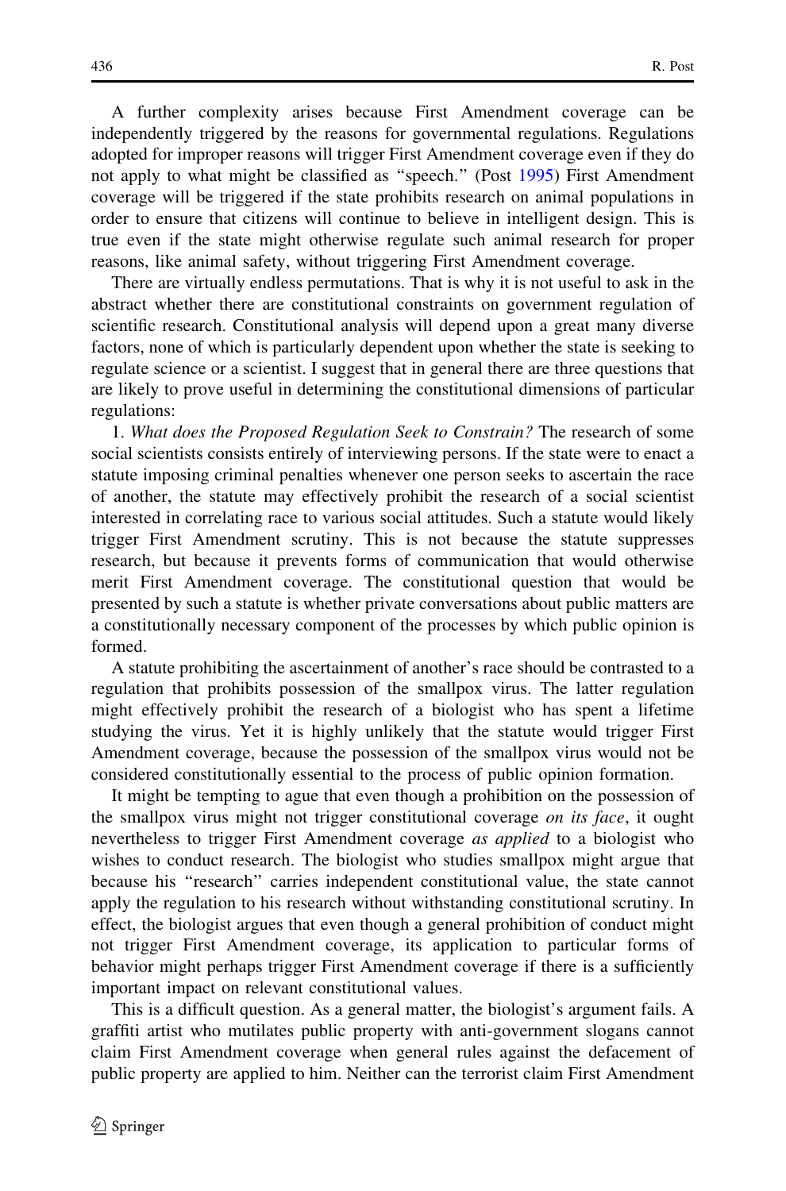A further complexity arises because First Amendment coverage can be independently triggered by the reasons for governmental regulations. Regulations adopted for improper reasons will trigger First Amendment coverage even if they do not apply to what might be classified as "speech." (Post 1995) First Amendment coverage will be triggered if the state prohibits research on animal populations in order to ensure that citizens will continue to believe in intelligent design. This is true even if the state might otherwise regulate such animal research for proper reasons, like animal safety, without triggering First Amendment coverage.

There are virtually endless permutations. That is why it is not useful to ask in the abstract whether there are constitutional constraints on government regulation of scientific research. Constitutional analysis will depend upon a great many diverse factors, none of which is particularly dependent upon whether the state is seeking to regulate science or a scientist. I suggest that in general there are three questions that are likely to prove useful in determining the constitutional dimensions of particular regulations:

1. *What does the Proposed Regulation Seek to Constrain?* The research of some social scientists consists entirely of interviewing persons. If the state were to enact a statute imposing criminal penalties whenever one person seeks to ascertain the race of another, the statute may effectively prohibit the research of a social scientist interested in correlating race to various social attitudes. Such a statute would likely trigger First Amendment scrutiny. This is not because the statute suppresses research, but because it prevents forms of communication that would otherwise merit First Amendment coverage. The constitutional question that would be presented by such a statute is whether private conversations about public matters are a constitutionally necessary component of the processes by which public opinion is formed.

A statute prohibiting the ascertainment of another's race should be contrasted to a regulation that prohibits possession of the smallpox virus. The latter regulation might effectively prohibit the research of a biologist who has spent a lifetime studying the virus. Yet it is highly unlikely that the statute would trigger First Amendment coverage, because the possession of the smallpox virus would not be considered constitutionally essential to the process of public opinion formation.

It might be tempting to ague that even though a prohibition on the possession of the smallpox virus might not trigger constitutional coverage *on its face*, it ought nevertheless to trigger First Amendment coverage *as applied* to a biologist who wishes to conduct research. The biologist who studies smallpox might argue that because his "research" carries independent constitutional value, the state cannot apply the regulation to his research without withstanding constitutional scrutiny. In effect, the biologist argues that even though a general prohibition of conduct might not trigger First Amendment coverage, its application to particular forms of behavior might perhaps trigger First Amendment coverage if there is a sufficiently important impact on relevant constitutional values.

This is a difficult question. As a general matter, the biologist's argument fails. A graffiti artist who mutilates public property with anti-government slogans cannot claim First Amendment coverage when general rules against the defacement of public property are applied to him. Neither can the terrorist claim First Amendment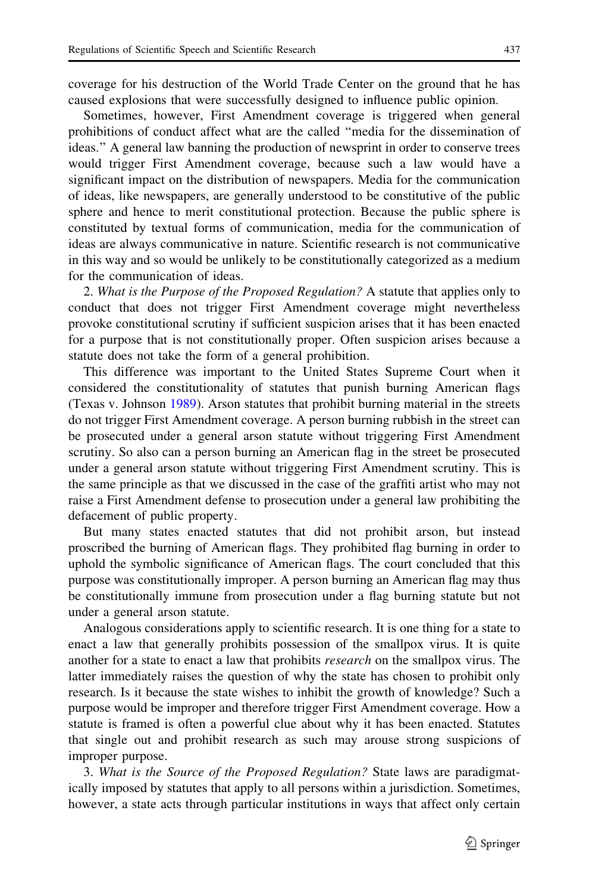coverage for his destruction of the World Trade Center on the ground that he has caused explosions that were successfully designed to influence public opinion.

Sometimes, however, First Amendment coverage is triggered when general prohibitions of conduct affect what are the called "media for the dissemination of ideas." A general law banning the production of newsprint in order to conserve trees would trigger First Amendment coverage, because such a law would have a significant impact on the distribution of newspapers. Media for the communication of ideas, like newspapers, are generally understood to be constitutive of the public sphere and hence to merit constitutional protection. Because the public sphere is constituted by textual forms of communication, media for the communication of ideas are always communicative in nature. Scientific research is not communicative in this way and so would be unlikely to be constitutionally categorized as a medium for the communication of ideas.

2. *What is the Purpose of the Proposed Regulation?* A statute that applies only to conduct that does not trigger First Amendment coverage might nevertheless provoke constitutional scrutiny if sufficient suspicion arises that it has been enacted for a purpose that is not constitutionally proper. Often suspicion arises because a statute does not take the form of a general prohibition.

This difference was important to the United States Supreme Court when it considered the constitutionality of statutes that punish burning American flags (Texas v. Johnson 1989). Arson statutes that prohibit burning material in the streets do not trigger First Amendment coverage. A person burning rubbish in the street can be prosecuted under a general arson statute without triggering First Amendment scrutiny. So also can a person burning an American flag in the street be prosecuted under a general arson statute without triggering First Amendment scrutiny. This is the same principle as that we discussed in the case of the graffiti artist who may not raise a First Amendment defense to prosecution under a general law prohibiting the defacement of public property.

But many states enacted statutes that did not prohibit arson, but instead proscribed the burning of American flags. They prohibited flag burning in order to uphold the symbolic significance of American flags. The court concluded that this purpose was constitutionally improper. A person burning an American flag may thus be constitutionally immune from prosecution under a flag burning statute but not under a general arson statute.

Analogous considerations apply to scientific research. It is one thing for a state to enact a law that generally prohibits possession of the smallpox virus. It is quite another for a state to enact a law that prohibits *research* on the smallpox virus. The latter immediately raises the question of why the state has chosen to prohibit only research. Is it because the state wishes to inhibit the growth of knowledge? Such a purpose would be improper and therefore trigger First Amendment coverage. How a statute is framed is often a powerful clue about why it has been enacted. Statutes that single out and prohibit research as such may arouse strong suspicions of improper purpose.

3. *What is the Source of the Proposed Regulation?* State laws are paradigmatically imposed by statutes that apply to all persons within a jurisdiction. Sometimes, however, a state acts through particular institutions in ways that affect only certain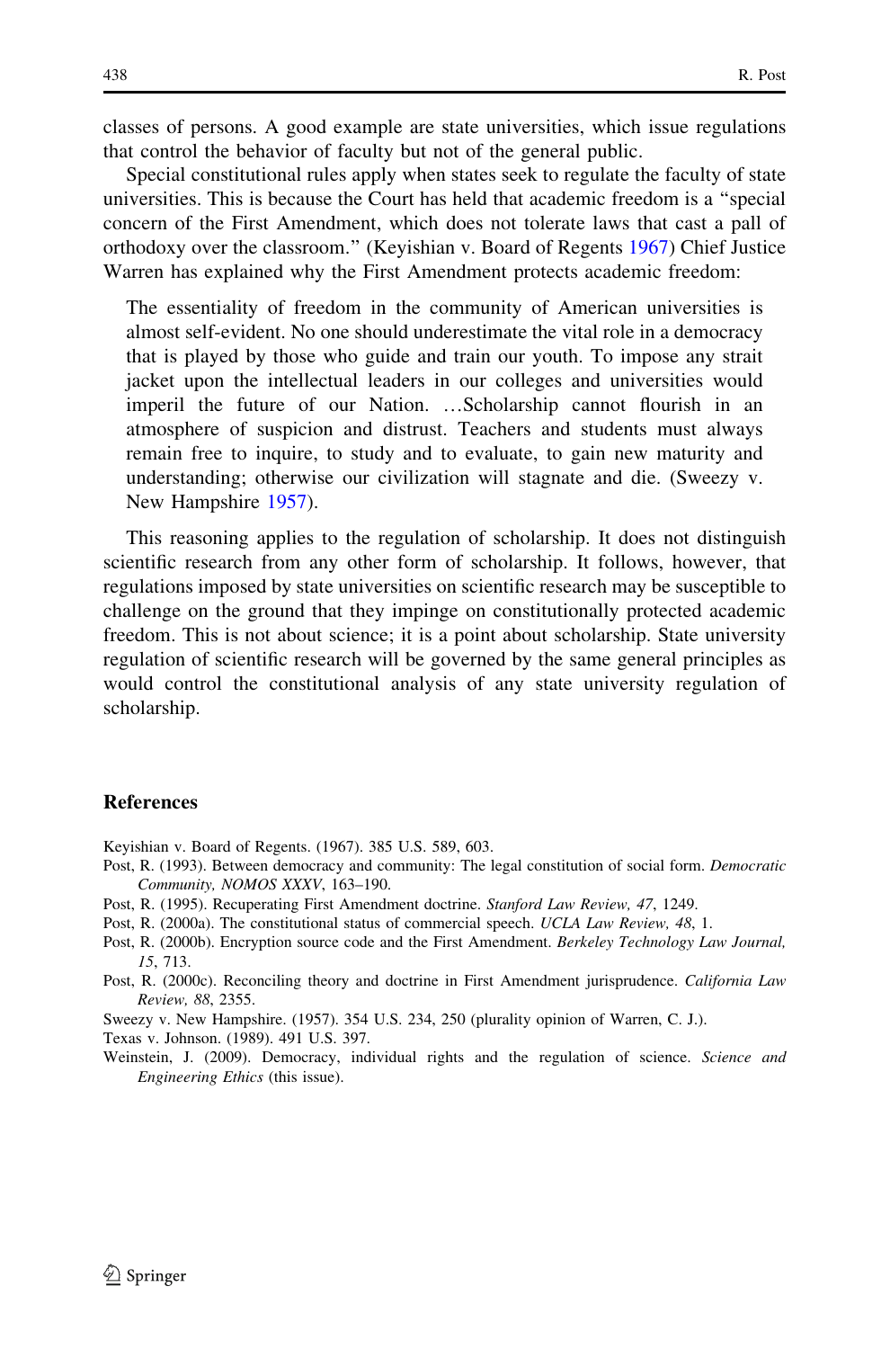classes of persons. A good example are state universities, which issue regulations that control the behavior of faculty but not of the general public.

Special constitutional rules apply when states seek to regulate the faculty of state universities. This is because the Court has held that academic freedom is a "special concern of the First Amendment, which does not tolerate laws that cast a pall of orthodoxy over the classroom." (Keyishian v. Board of Regents 1967) Chief Justice Warren has explained why the First Amendment protects academic freedom:

> The essentiality of freedom in the community of American universities is almost self-evident. No one should underestimate the vital role in a democracy that is played by those who guide and train our youth. To impose any strait jacket upon the intellectual leaders in our colleges and universities would imperil the future of our Nation. …Scholarship cannot flourish in an atmosphere of suspicion and distrust. Teachers and students must always remain free to inquire, to study and to evaluate, to gain new maturity and understanding; otherwise our civilization will stagnate and die. (Sweezy v. New Hampshire 1957).

This reasoning applies to the regulation of scholarship. It does not distinguish scientific research from any other form of scholarship. It follows, however, that regulations imposed by state universities on scientific research may be susceptible to challenge on the ground that they impinge on constitutionally protected academic freedom. This is not about science; it is a point about scholarship. State university regulation of scientific research will be governed by the same general principles as would control the constitutional analysis of any state university regulation of scholarship.

## References

Keyishian v. Board of Regents. (1967). 385 U.S. 589, 603.

Post, R. (1993). Between democracy and community: The legal constitution of social form. *Democratic Community, NOMOS XXXV*, 163–190.

Post, R. (1995). Recuperating First Amendment doctrine. *Stanford Law Review, 47*, 1249.

Post, R. (2000a). The constitutional status of commercial speech. *UCLA Law Review, 48*, 1.

Post, R. (2000b). Encryption source code and the First Amendment. *Berkeley Technology Law Journal, 15*, 713.

Post, R. (2000c). Reconciling theory and doctrine in First Amendment jurisprudence. *California Law Review, 88*, 2355.

Sweezy v. New Hampshire. (1957). 354 U.S. 234, 250 (plurality opinion of Warren, C. J.).

Texas v. Johnson. (1989). 491 U.S. 397.

Weinstein, J. (2009). Democracy, individual rights and the regulation of science. *Science and Engineering Ethics* (this issue).